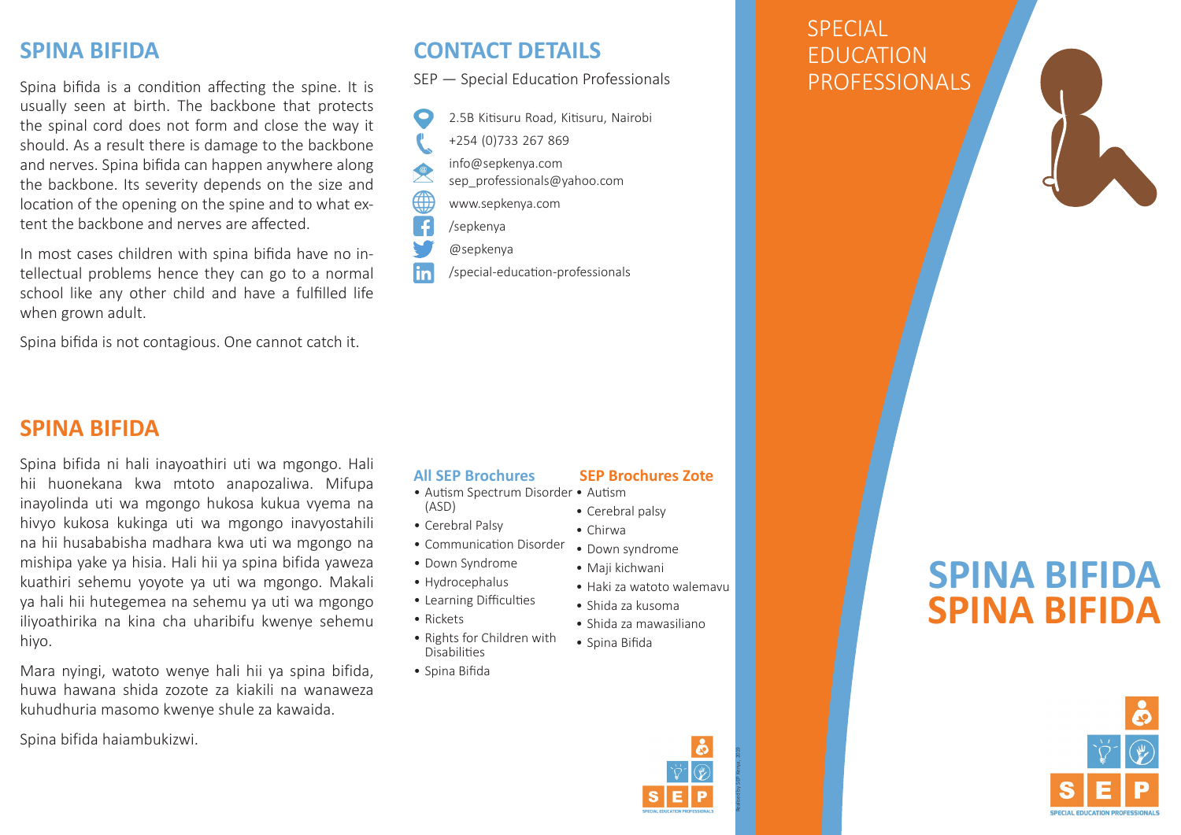## SPINA BIFIDA

Spina bifida is a condition affecting the spine. It is usually seen at birth. The backbone that protects the spinal cord does not form and close the way it should. As a result there is damage to the backbone and nerves. Spina bifida can happen anywhere along the backbone. Its severity depends on the size and location of the opening on the spine and to what extent the backbone and nerves are affected.

In most cases children with spina bifida have no intellectual problems hence they can go to a normal school like any other child and have a fulfilled life when grown adult.

Spina bifida is not contagious. One cannot catch it.

## SPINA BIFIDA

Spina bifida ni hali inayoathiri uti wa mgongo. Hali hii huonekana kwa mtoto anapozaliwa. Mifupa inayolinda uti wa mgongo hukosa kukua vyema na hivyo kukosa kukinga uti wa mgongo inavyostahili na hii husababisha madhara kwa uti wa mgongo na mishipa yake ya hisia. Hali hii ya spina bifida yaweza kuathiri sehemu yoyote ya uti wa mgongo. Makali ya hali hii hutegemea na sehemu ya uti wa mgongo iliyoathirika na kina cha uharibifu kwenye sehemu hiyo.

Mara nyingi, watoto wenye hali hii ya spina bifida, huwa hawana shida zozote za kiakili na wanaweza kuhudhuria masomo kwenye shule za kawaida.

Spina bifida haiambukizwi.

## CONTACT DETAILS

SEP — Special Education Professionals

- 2.5B Kitisuru Road, Kitisuru, Nairobi
- +254 (0)733 267 869
- info@sepkenya.com
  sep_professionals@yahoo.com
- www.sepkenya.com
- /sepkenya
- @sepkenya
- /special-education-professionals

### All SEP Brochures

- Autism Spectrum Disorder (ASD)
- Cerebral Palsy
- Communication Disorder
- Down Syndrome
- Hydrocephalus
- Learning Difficulties
- Rickets
- Rights for Children with Disabilities
- Spina Bifida

### SEP Brochures Zote

- Autism
- Cerebral palsy
- Chirwa
- Down syndrome
- Maji kichwani
- Haki za watoto walemavu
- Shida za kusoma
- Shida za mawasiliano
- Spina Bifida

SEP
SPECIAL EDUCATION PROFESSIONALS

SPECIAL EDUCATION PROFESSIONALS

# SPINA BIFIDA
# SPINA BIFIDA

SEP
SPECIAL EDUCATION PROFESSIONALS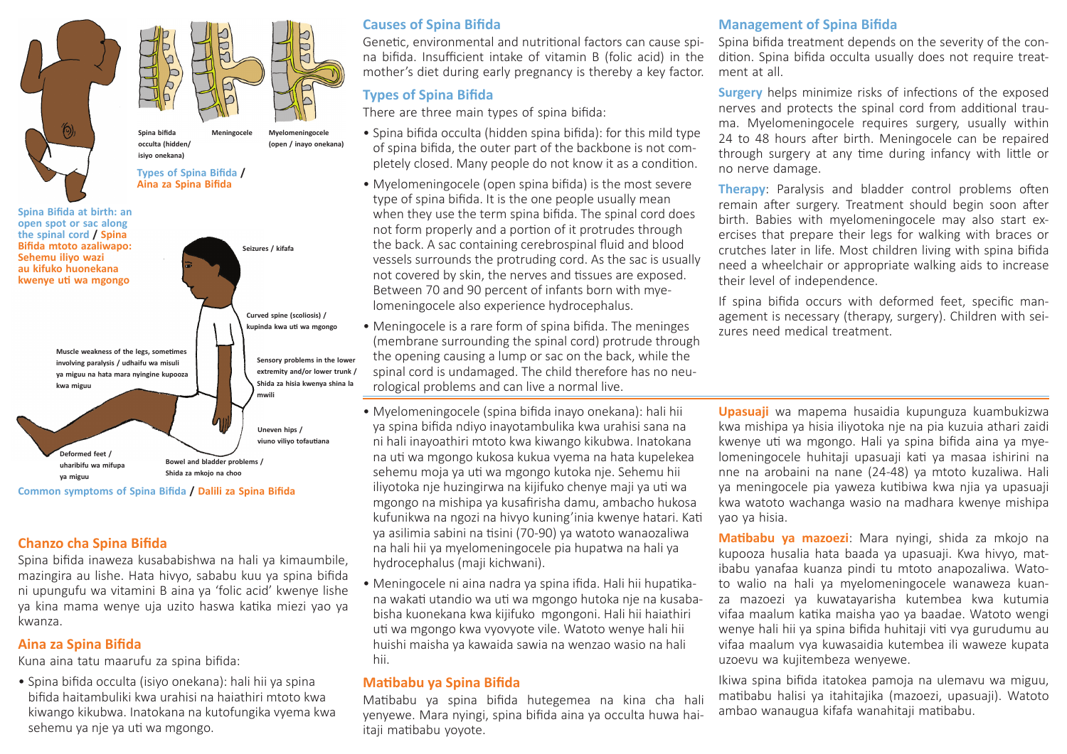Spina bifida occulta (hidden/ isiyo onekana)

Meningocele

Myelomeningocele (open / inayo onekana)

Types of Spina Bifida / Aina za Spina Bifida

Spina Bifida at birth: an open spot or sac along the spinal cord / Spina Bifida mtoto azaliwapo: Sehemu iliyo wazi au kifuko huonekana kwenye uti wa mgongo

Seizures / kifafa

Curved spine (scoliosis) / kupinda kwa uti wa mgongo

Muscle weakness of the legs, sometimes involving paralysis / udhaifu wa misuli ya miguu na hata mara nyingine kupooza kwa miguu

Sensory problems in the lower extremity and/or lower trunk / Shida za hisia kwenya shina la mwili

Uneven hips / viuno viliyo tofautiana

Deformed feet / uharibifu wa mifupa ya miguu

Bowel and bladder problems / Shida za mkojo na choo

Common symptoms of Spina Bifida / Dalili za Spina Bifida

## Causes of Spina Bifida

Genetic, environmental and nutritional factors can cause spina bifida. Insufficient intake of vitamin B (folic acid) in the mother's diet during early pregnancy is thereby a key factor.

## Types of Spina Bifida

There are three main types of spina bifida:

- Spina bifida occulta (hidden spina bifida): for this mild type of spina bifida, the outer part of the backbone is not completely closed. Many people do not know it as a condition.
- Myelomeningocele (open spina bifida) is the most severe type of spina bifida. It is the one people usually mean when they use the term spina bifida. The spinal cord does not form properly and a portion of it protrudes through the back. A sac containing cerebrospinal fluid and blood vessels surrounds the protruding cord. As the sac is usually not covered by skin, the nerves and tissues are exposed. Between 70 and 90 percent of infants born with myelomeningocele also experience hydrocephalus.
- Meningocele is a rare form of spina bifida. The meninges (membrane surrounding the spinal cord) protrude through the opening causing a lump or sac on the back, while the spinal cord is undamaged. The child therefore has no neurological problems and can live a normal live.

## Management of Spina Bifida

Spina bifida treatment depends on the severity of the condition. Spina bifida occulta usually does not require treatment at all.

**Surgery** helps minimize risks of infections of the exposed nerves and protects the spinal cord from additional trauma. Myelomeningocele requires surgery, usually within 24 to 48 hours after birth. Meningocele can be repaired through surgery at any time during infancy with little or no nerve damage.

**Therapy**: Paralysis and bladder control problems often remain after surgery. Treatment should begin soon after birth. Babies with myelomeningocele may also start exercises that prepare their legs for walking with braces or crutches later in life. Most children living with spina bifida need a wheelchair or appropriate walking aids to increase their level of independence.

If spina bifida occurs with deformed feet, specific management is necessary (therapy, surgery). Children with seizures need medical treatment.

## Chanzo cha Spina Bifida

Spina bifida inaweza kusababishwa na hali ya kimaumbile, mazingira au lishe. Hata hivyo, sababu kuu ya spina bifida ni upungufu wa vitamini B aina ya 'folic acid' kwenye lishe ya kina mama wenye uja uzito haswa katika miezi yao ya kwanza.

## Aina za Spina Bifida

Kuna aina tatu maarufu za spina bifida:

- Spina bifida occulta (isiyo onekana): hali hii ya spina bifida haitambuliki kwa urahisi na haiathiri mtoto kwa kiwango kikubwa. Inatokana na kutofungika vyema kwa sehemu ya nje ya uti wa mgongo.
- Myelomeningocele (spina bifida inayo onekana): hali hii ya spina bifida ndiyo inayotambulika kwa urahisi sana na ni hali inayoathiri mtoto kwa kiwango kikubwa. Inatokana na uti wa mgongo kukosa kukua vyema na hata kupelekea sehemu moja ya uti wa mgongo kutoka nje. Sehemu hii iliyotoka nje huzingirwa na kijifuko chenye maji ya uti wa mgongo na mishipa ya kusafirisha damu, ambacho hukosa kufunikwa na ngozi na hivyo kuning'inia kwenye hatari. Kati ya asilimia sabini na tisini (70-90) ya watoto wanaozaliwa na hali hii ya myelomeningocele pia hupatwa na hali ya hydrocephalus (maji kichwani).
- Meningocele ni aina nadra ya spina ifida. Hali hii hupatikana wakati utandio wa uti wa mgongo hutoka nje na kusababisha kuonekana kwa kijifuko mgongoni. Hali hii haiathiri uti wa mgongo kwa vyovyote vile. Watoto wenye hali hii huishi maisha ya kawaida sawia na wenzao wasio na hali hii.

## Matibabu ya Spina Bifida

Matibabu ya spina bifida hutegemea na kina cha hali yenyewe. Mara nyingi, spina bifida aina ya occulta huwa haitaji matibabu yoyote.

**Upasuaji** wa mapema husaidia kupunguza kuambukizwa kwa mishipa ya hisia iliyotoka nje na pia kuzuia athari zaidi kwenye uti wa mgongo. Hali ya spina bifida aina ya myelomeningocele huhitaji upasuaji kati ya masaa ishirini na nne na arobaini na nane (24-48) ya mtoto kuzaliwa. Hali ya meningocele pia yaweza kutibiwa kwa njia ya upasuaji kwa watoto wachanga wasio na madhara kwenye mishipa yao ya hisia.

**Matibabu ya mazoezi**: Mara nyingi, shida za mkojo na kupooza husalia hata baada ya upasuaji. Kwa hivyo, matibabu yanafaa kuanza pindi tu mtoto anapozaliwa. Watoto walio na hali ya myelomeningocele wanaweza kuanza mazoezi ya kuwatayarisha kutembea kwa kutumia vifaa maalum katika maisha yao ya baadae. Watoto wengi wenye hali hii ya spina bifida huhitaji viti vya gurudumu au vifaa maalum vya kuwasaidia kutembea ili waweze kupata uzoevu wa kujitembeza wenyewe.

Ikiwa spina bifida itatokea pamoja na ulemavu wa miguu, matibabu halisi ya itahitajika (mazoezi, upasuaji). Watoto ambao wanaugua kifafa wanahitaji matibabu.